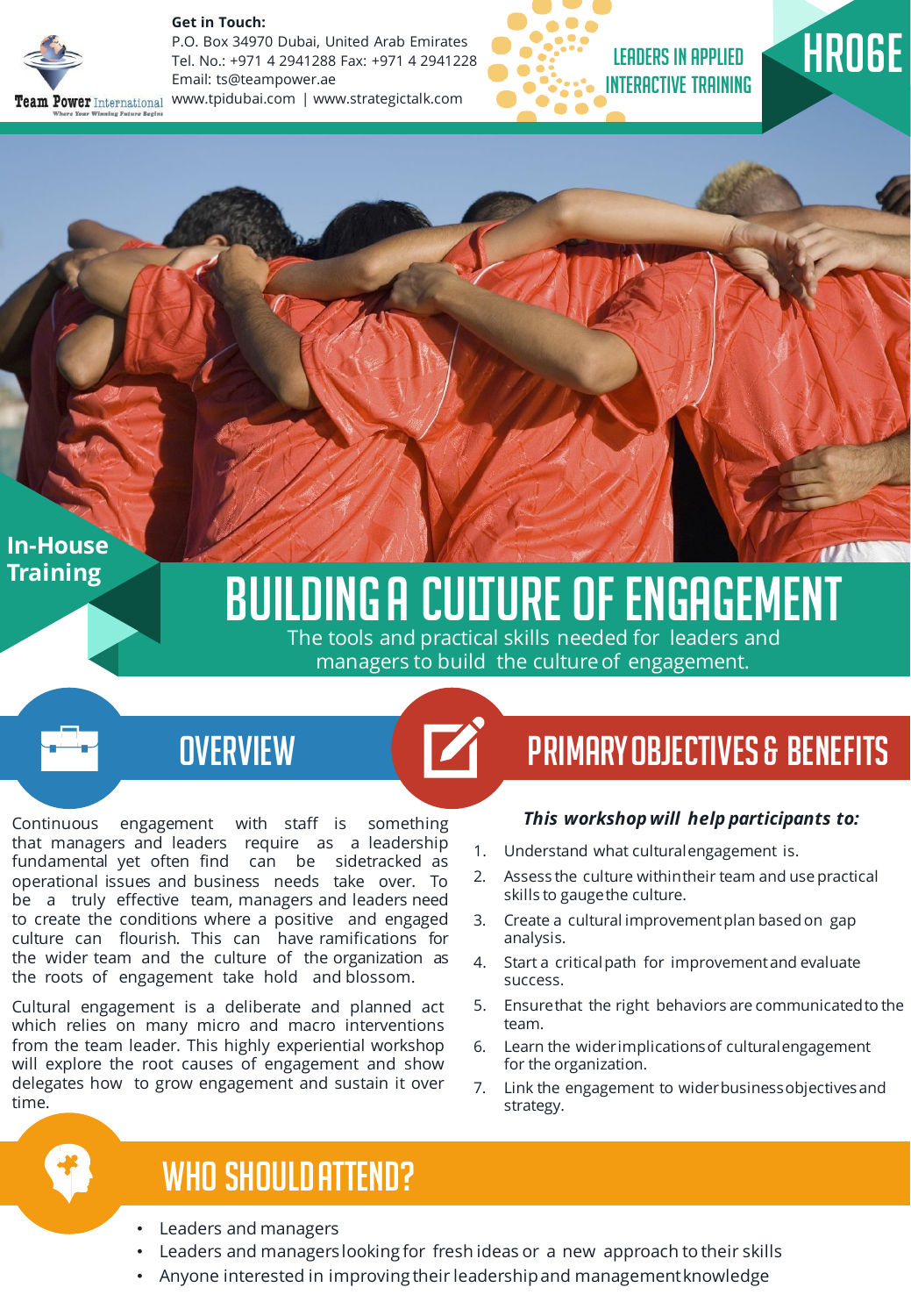**Get in Touch:**
P.O. Box 34970 Dubai, United Arab Emirates
Tel. No.: +971 4 2941288 Fax: +971 4 2941228
Email: ts@teampower.ae
www.tpidubai.com | www.strategictalk.com

LEADERS IN APPLIED INTERACTIVE TRAINING

HR06

In-House Training

# BUILDING A CULTURE OF ENGAGEMENT

The tools and practical skills needed for leaders and managers to build the culture of engagement.

## OVERVIEW

Continuous engagement with staff is something that managers and leaders require as a leadership fundamental yet often find can be sidetracked as operational issues and business needs take over. To be a truly effective team, managers and leaders need to create the conditions where a positive and engaged culture can flourish. This can have ramifications for the wider team and the culture of the organization as the roots of engagement take hold and blossom.

Cultural engagement is a deliberate and planned act which relies on many micro and macro interventions from the team leader. This highly experiential workshop will explore the root causes of engagement and show delegates how to grow engagement and sustain it over time.

## PRIMARY OBJECTIVES & BENEFITS

***This workshop will help participants to:***

1. Understand what cultural engagement is.
2. Assess the culture within their team and use practical skills to gauge the culture.
3. Create a cultural improvement plan based on gap analysis.
4. Start a critical path for improvement and evaluate success.
5. Ensure that the right behaviors are communicated to the team.
6. Learn the wider implications of cultural engagement for the organization.
7. Link the engagement to wider business objectives and strategy.

## WHO SHOULD ATTEND?

- Leaders and managers
- Leaders and managers looking for fresh ideas or a new approach to their skills
- Anyone interested in improving their leadership and management knowledge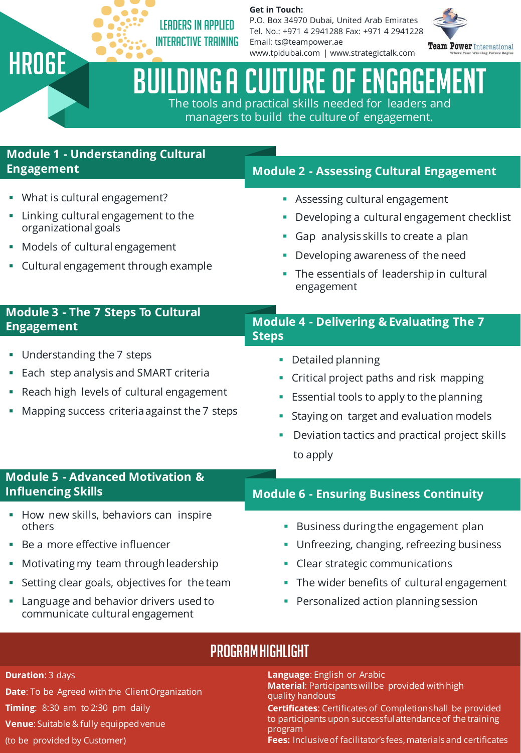LEADERS IN APPLIED INTERACTIVE TRAINING

**Get in Touch:**
P.O. Box 34970 Dubai, United Arab Emirates
Tel. No.: +971 4 2941288 Fax: +971 4 2941228
Email: ts@teampower.ae
www.tpidubai.com | www.strategictalk.com

Team Power International
Where Your Winning Future Begins

HR06E

# BUILDING A CULTURE OF ENGAGEMENT

The tools and practical skills needed for leaders and managers to build the culture of engagement.

## Module 1 - Understanding Cultural Engagement

- What is cultural engagement?
- Linking cultural engagement to the organizational goals
- Models of cultural engagement
- Cultural engagement through example

## Module 2 - Assessing Cultural Engagement

- Assessing cultural engagement
- Developing a cultural engagement checklist
- Gap analysis skills to create a plan
- Developing awareness of the need
- The essentials of leadership in cultural engagement

## Module 3 - The 7 Steps To Cultural Engagement

- Understanding the 7 steps
- Each step analysis and SMART criteria
- Reach high levels of cultural engagement
- Mapping success criteria against the 7 steps

## Module 4 - Delivering & Evaluating The 7 Steps

- Detailed planning
- Critical project paths and risk mapping
- Essential tools to apply to the planning
- Staying on target and evaluation models
- Deviation tactics and practical project skills to apply

## Module 5 - Advanced Motivation & Influencing Skills

- How new skills, behaviors can inspire others
- Be a more effective influencer
- Motivating my team through leadership
- Setting clear goals, objectives for the team
- Language and behavior drivers used to communicate cultural engagement

## Module 6 - Ensuring Business Continuity

- Business during the engagement plan
- Unfreezing, changing, refreezing business
- Clear strategic communications
- The wider benefits of cultural engagement
- Personalized action planning session

## PROGRAM HIGHLIGHT

**Duration**: 3 days

**Date**: To be Agreed with the Client Organization

**Timing**: 8:30 am to 2:30 pm daily

**Venue**: Suitable & fully equipped venue (to be provided by Customer)

**Language**: English or Arabic

**Material**: Participants will be provided with high quality handouts

**Certificates**: Certificates of Completion shall be provided to participants upon successful attendance of the training program

**Fees:** Inclusive of facilitator's fees, materials and certificates